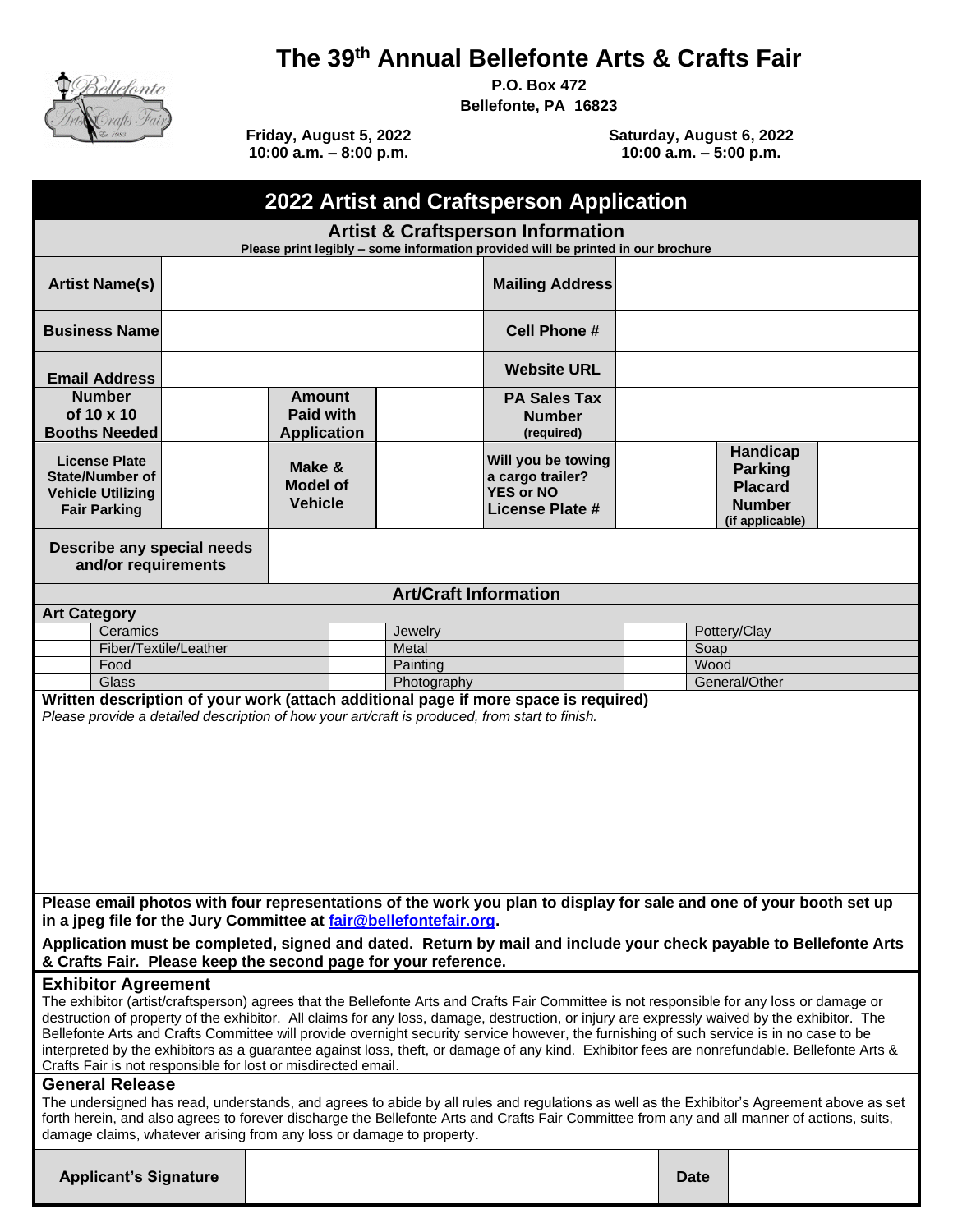# The 39th Annual Bellefonte Arts & Crafts Fair

**P.O. Box 472**
**Bellefonte, PA 16823**

**Friday, August 5, 2022**
**10:00 a.m. – 8:00 p.m.**

**Saturday, August 6, 2022**
**10:00 a.m. – 5:00 p.m.**

## 2022 Artist and Craftsperson Application

### Artist & Craftsperson Information

**Please print legibly – some information provided will be printed in our brochure**

| | | | | | | |
|---|---|---|---|---|---|---|
| **Artist Name(s)** | | | **Mailing Address** | | | |
| **Business Name** | | | **Cell Phone #** | | | |
| **Email Address** | | | **Website URL** | | | |
| **Number of 10 x 10 Booths Needed** | | **Amount Paid with Application** | | **PA Sales Tax Number (required)** | | |
| **License Plate State/Number of Vehicle Utilizing Fair Parking** | | **Make & Model of Vehicle** | | **Will you be towing a cargo trailer? YES or NO License Plate #** | **Handicap Parking Placard Number (if applicable)** | |
| **Describe any special needs and/or requirements** | | | | | | |

### Art/Craft Information

**Art Category**

| | | | | | |
|---|---|---|---|---|---|
| | Ceramics | | Jewelry | | Pottery/Clay |
| | Fiber/Textile/Leather | | Metal | | Soap |
| | Food | | Painting | | Wood |
| | Glass | | Photography | | General/Other |

**Written description of your work (attach additional page if more space is required)**

*Please provide a detailed description of how your art/craft is produced, from start to finish.*

**Please email photos with four representations of the work you plan to display for sale and one of your booth set up in a jpeg file for the Jury Committee at fair@bellefontefair.org.**

**Application must be completed, signed and dated. Return by mail and include your check payable to Bellefonte Arts & Crafts Fair. Please keep the second page for your reference.**

### Exhibitor Agreement

The exhibitor (artist/craftsperson) agrees that the Bellefonte Arts and Crafts Fair Committee is not responsible for any loss or damage or destruction of property of the exhibitor. All claims for any loss, damage, destruction, or injury are expressly waived by the exhibitor. The Bellefonte Arts and Crafts Committee will provide overnight security service however, the furnishing of such service is in no case to be interpreted by the exhibitors as a guarantee against loss, theft, or damage of any kind. Exhibitor fees are nonrefundable. Bellefonte Arts & Crafts Fair is not responsible for lost or misdirected email.

### General Release

The undersigned has read, understands, and agrees to abide by all rules and regulations as well as the Exhibitor's Agreement above as set forth herein, and also agrees to forever discharge the Bellefonte Arts and Crafts Fair Committee from any and all manner of actions, suits, damage claims, whatever arising from any loss or damage to property.

| | | | |
|---|---|---|---|
| **Applicant's Signature** | | **Date** | |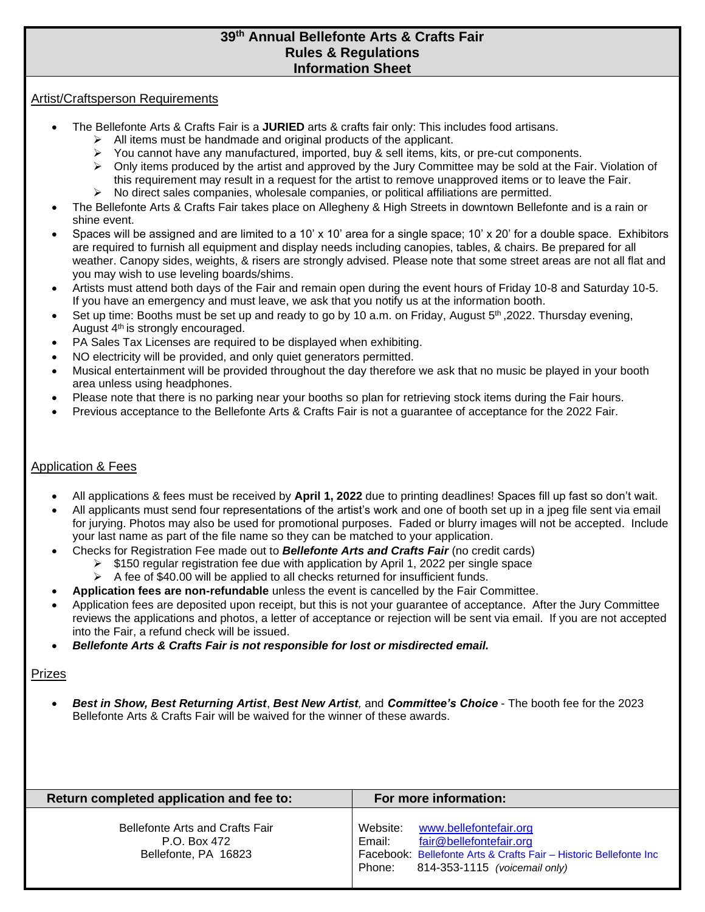# 39th Annual Bellefonte Arts & Crafts Fair
## Rules & Regulations
## Information Sheet

### Artist/Craftsperson Requirements

- The Bellefonte Arts & Crafts Fair is a **JURIED** arts & crafts fair only: This includes food artisans.
  - All items must be handmade and original products of the applicant.
  - You cannot have any manufactured, imported, buy & sell items, kits, or pre-cut components.
  - Only items produced by the artist and approved by the Jury Committee may be sold at the Fair. Violation of this requirement may result in a request for the artist to remove unapproved items or to leave the Fair.
  - No direct sales companies, wholesale companies, or political affiliations are permitted.
- The Bellefonte Arts & Crafts Fair takes place on Allegheny & High Streets in downtown Bellefonte and is a rain or shine event.
- Spaces will be assigned and are limited to a 10' x 10' area for a single space; 10' x 20' for a double space. Exhibitors are required to furnish all equipment and display needs including canopies, tables, & chairs. Be prepared for all weather. Canopy sides, weights, & risers are strongly advised. Please note that some street areas are not all flat and you may wish to use leveling boards/shims.
- Artists must attend both days of the Fair and remain open during the event hours of Friday 10-8 and Saturday 10-5. If you have an emergency and must leave, we ask that you notify us at the information booth.
- Set up time: Booths must be set up and ready to go by 10 a.m. on Friday, August 5th ,2022. Thursday evening, August 4th is strongly encouraged.
- PA Sales Tax Licenses are required to be displayed when exhibiting.
- NO electricity will be provided, and only quiet generators permitted.
- Musical entertainment will be provided throughout the day therefore we ask that no music be played in your booth area unless using headphones.
- Please note that there is no parking near your booths so plan for retrieving stock items during the Fair hours.
- Previous acceptance to the Bellefonte Arts & Crafts Fair is not a guarantee of acceptance for the 2022 Fair.

### Application & Fees

- All applications & fees must be received by **April 1, 2022** due to printing deadlines! Spaces fill up fast so don't wait.
- All applicants must send four representations of the artist's work and one of booth set up in a jpeg file sent via email for jurying. Photos may also be used for promotional purposes. Faded or blurry images will not be accepted. Include your last name as part of the file name so they can be matched to your application.
- Checks for Registration Fee made out to ***Bellefonte Arts and Crafts Fair*** (no credit cards)
  - $150 regular registration fee due with application by April 1, 2022 per single space
  - A fee of $40.00 will be applied to all checks returned for insufficient funds.
- **Application fees are non-refundable** unless the event is cancelled by the Fair Committee.
- Application fees are deposited upon receipt, but this is not your guarantee of acceptance. After the Jury Committee reviews the applications and photos, a letter of acceptance or rejection will be sent via email. If you are not accepted into the Fair, a refund check will be issued.
- ***Bellefonte Arts & Crafts Fair is not responsible for lost or misdirected email.***

### Prizes

- ***Best in Show, Best Returning Artist***, ***Best New Artist,*** and ***Committee's Choice*** - The booth fee for the 2023 Bellefonte Arts & Crafts Fair will be waived for the winner of these awards.

| Return completed application and fee to: | For more information: |
|---|---|
| Bellefonte Arts and Crafts Fair<br>P.O. Box 472<br>Bellefonte, PA 16823 | Website: www.bellefontefair.org<br>Email: fair@bellefontefair.org<br>Facebook: Bellefonte Arts & Crafts Fair – Historic Bellefonte Inc<br>Phone: 814-353-1115 *(voicemail only)* |